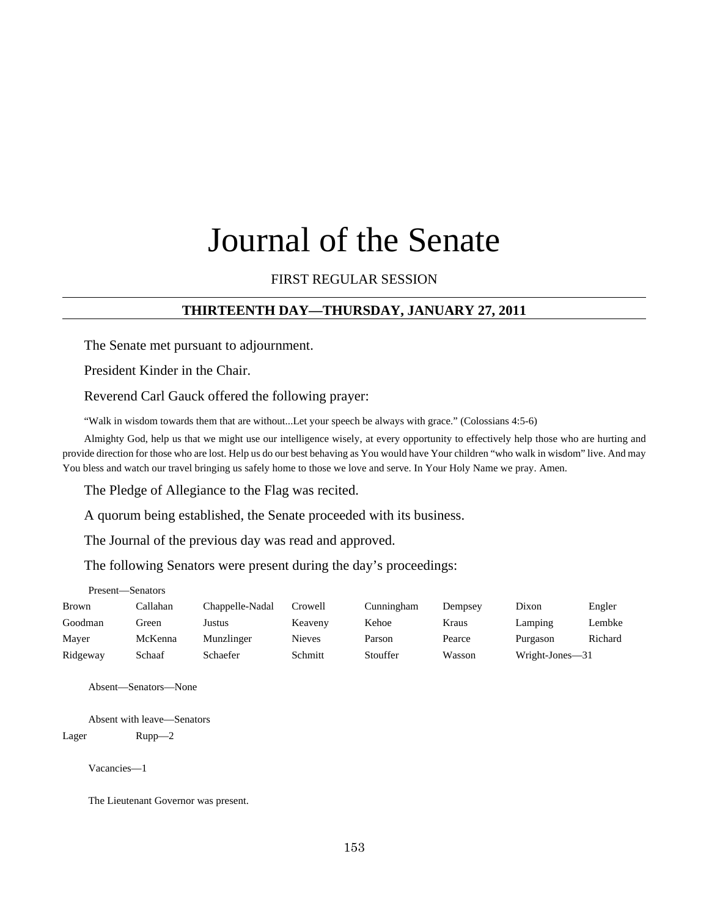# Journal of the Senate

FIRST REGULAR SESSION

## THIRTEENTH DAY—THURSDAY, JANUARY 27, 2011

The Senate met pursuant to adjournment.

President Kinder in the Chair.

Reverend Carl Gauck offered the following prayer:

"Walk in wisdom towards them that are without...Let your speech be always with grace." (Colossians 4:5-6)

Almighty God, help us that we might use our intelligence wisely, at every opportunity to effectively help those who are hurting and provide direction for those who are lost. Help us do our best behaving as You would have Your children "who walk in wisdom" live. And may You bless and watch our travel bringing us safely home to those we love and serve. In Your Holy Name we pray. Amen.

The Pledge of Allegiance to the Flag was recited.

A quorum being established, the Senate proceeded with its business.

The Journal of the previous day was read and approved.

The following Senators were present during the day's proceedings:

Present—Senators

| | | | | | | | |
|---|---|---|---|---|---|---|---|
| Brown | Callahan | Chappelle-Nadal | Crowell | Cunningham | Dempsey | Dixon | Engler |
| Goodman | Green | Justus | Keaveny | Kehoe | Kraus | Lamping | Lembke |
| Mayer | McKenna | Munzlinger | Nieves | Parson | Pearce | Purgason | Richard |
| Ridgeway | Schaaf | Schaefer | Schmitt | Stouffer | Wasson | Wright-Jones—31 | |

Absent—Senators—None

Absent with leave—Senators

| | |
|---|---|
| Lager | Rupp—2 |

Vacancies—1

The Lieutenant Governor was present.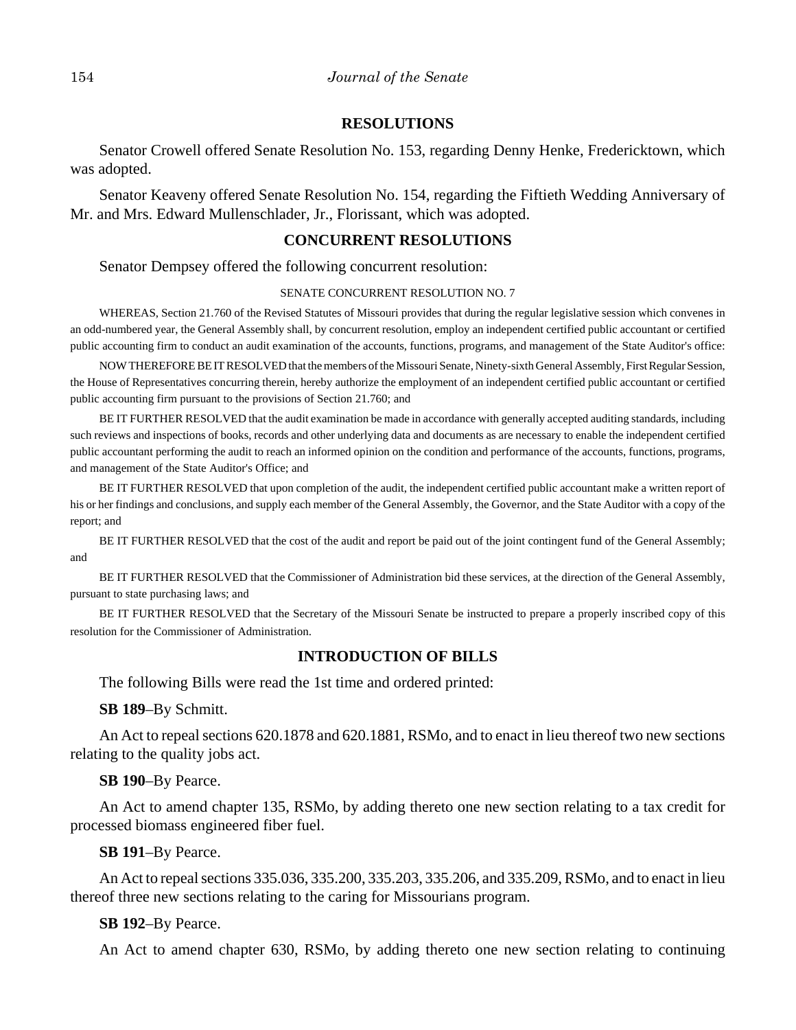## RESOLUTIONS

Senator Crowell offered Senate Resolution No. 153, regarding Denny Henke, Fredericktown, which was adopted.

Senator Keaveny offered Senate Resolution No. 154, regarding the Fiftieth Wedding Anniversary of Mr. and Mrs. Edward Mullenschlader, Jr., Florissant, which was adopted.

## CONCURRENT RESOLUTIONS

Senator Dempsey offered the following concurrent resolution:

SENATE CONCURRENT RESOLUTION NO. 7

WHEREAS, Section 21.760 of the Revised Statutes of Missouri provides that during the regular legislative session which convenes in an odd-numbered year, the General Assembly shall, by concurrent resolution, employ an independent certified public accountant or certified public accounting firm to conduct an audit examination of the accounts, functions, programs, and management of the State Auditor's office:

NOW THEREFORE BE IT RESOLVED that the members of the Missouri Senate, Ninety-sixth General Assembly, First Regular Session, the House of Representatives concurring therein, hereby authorize the employment of an independent certified public accountant or certified public accounting firm pursuant to the provisions of Section 21.760; and

BE IT FURTHER RESOLVED that the audit examination be made in accordance with generally accepted auditing standards, including such reviews and inspections of books, records and other underlying data and documents as are necessary to enable the independent certified public accountant performing the audit to reach an informed opinion on the condition and performance of the accounts, functions, programs, and management of the State Auditor's Office; and

BE IT FURTHER RESOLVED that upon completion of the audit, the independent certified public accountant make a written report of his or her findings and conclusions, and supply each member of the General Assembly, the Governor, and the State Auditor with a copy of the report; and

BE IT FURTHER RESOLVED that the cost of the audit and report be paid out of the joint contingent fund of the General Assembly; and

BE IT FURTHER RESOLVED that the Commissioner of Administration bid these services, at the direction of the General Assembly, pursuant to state purchasing laws; and

BE IT FURTHER RESOLVED that the Secretary of the Missouri Senate be instructed to prepare a properly inscribed copy of this resolution for the Commissioner of Administration.

## INTRODUCTION OF BILLS

The following Bills were read the 1st time and ordered printed:

**SB 189**–By Schmitt.

An Act to repeal sections 620.1878 and 620.1881, RSMo, and to enact in lieu thereof two new sections relating to the quality jobs act.

**SB 190**–By Pearce.

An Act to amend chapter 135, RSMo, by adding thereto one new section relating to a tax credit for processed biomass engineered fiber fuel.

**SB 191**–By Pearce.

An Act to repeal sections 335.036, 335.200, 335.203, 335.206, and 335.209, RSMo, and to enact in lieu thereof three new sections relating to the caring for Missourians program.

**SB 192**–By Pearce.

An Act to amend chapter 630, RSMo, by adding thereto one new section relating to continuing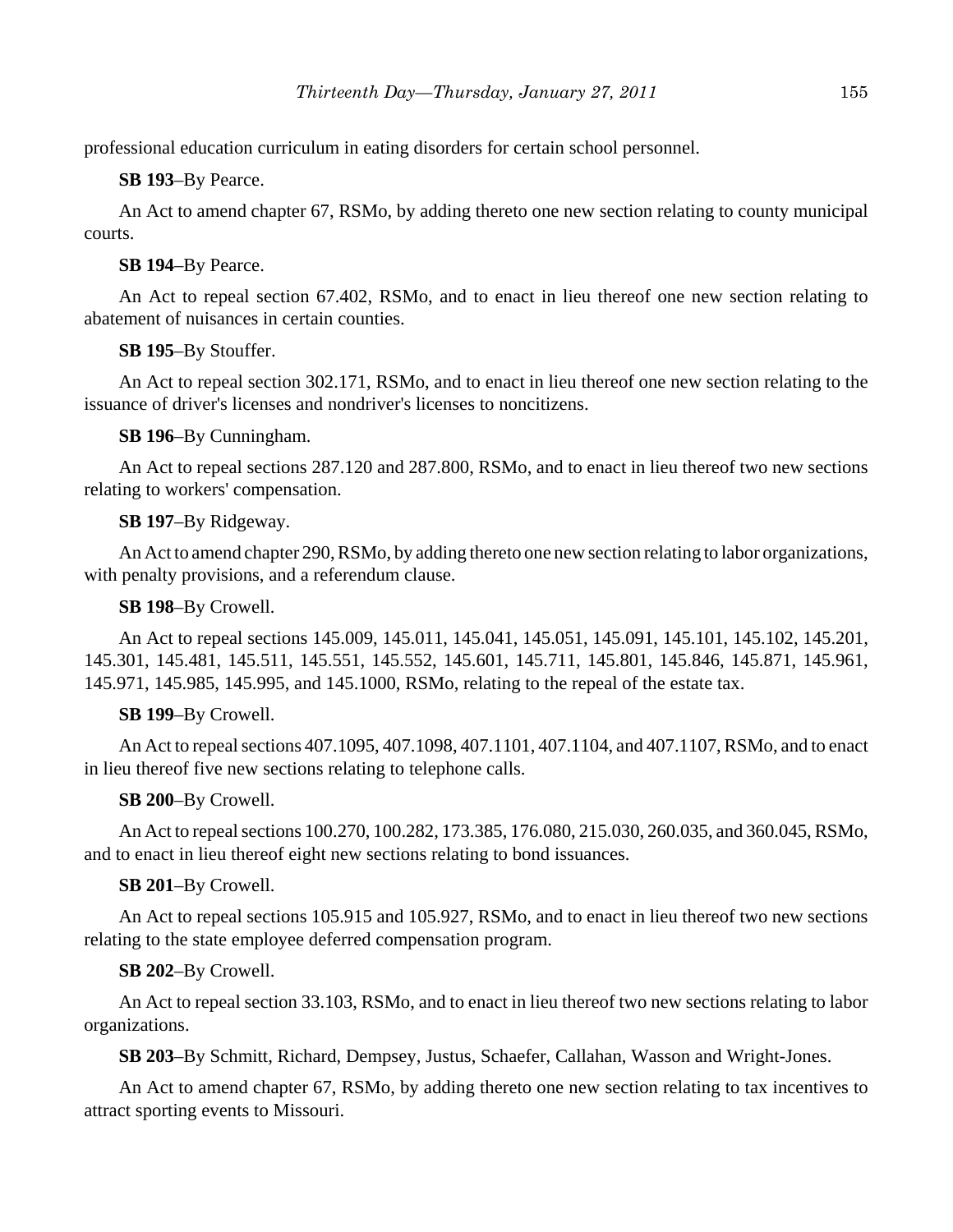professional education curriculum in eating disorders for certain school personnel.

**SB 193**–By Pearce.

An Act to amend chapter 67, RSMo, by adding thereto one new section relating to county municipal courts.

**SB 194**–By Pearce.

An Act to repeal section 67.402, RSMo, and to enact in lieu thereof one new section relating to abatement of nuisances in certain counties.

**SB 195**–By Stouffer.

An Act to repeal section 302.171, RSMo, and to enact in lieu thereof one new section relating to the issuance of driver's licenses and nondriver's licenses to noncitizens.

**SB 196**–By Cunningham.

An Act to repeal sections 287.120 and 287.800, RSMo, and to enact in lieu thereof two new sections relating to workers' compensation.

**SB 197**–By Ridgeway.

An Act to amend chapter 290, RSMo, by adding thereto one new section relating to labor organizations, with penalty provisions, and a referendum clause.

**SB 198**–By Crowell.

An Act to repeal sections 145.009, 145.011, 145.041, 145.051, 145.091, 145.101, 145.102, 145.201, 145.301, 145.481, 145.511, 145.551, 145.552, 145.601, 145.711, 145.801, 145.846, 145.871, 145.961, 145.971, 145.985, 145.995, and 145.1000, RSMo, relating to the repeal of the estate tax.

**SB 199**–By Crowell.

An Act to repeal sections 407.1095, 407.1098, 407.1101, 407.1104, and 407.1107, RSMo, and to enact in lieu thereof five new sections relating to telephone calls.

**SB 200**–By Crowell.

An Act to repeal sections 100.270, 100.282, 173.385, 176.080, 215.030, 260.035, and 360.045, RSMo, and to enact in lieu thereof eight new sections relating to bond issuances.

**SB 201**–By Crowell.

An Act to repeal sections 105.915 and 105.927, RSMo, and to enact in lieu thereof two new sections relating to the state employee deferred compensation program.

**SB 202**–By Crowell.

An Act to repeal section 33.103, RSMo, and to enact in lieu thereof two new sections relating to labor organizations.

**SB 203**–By Schmitt, Richard, Dempsey, Justus, Schaefer, Callahan, Wasson and Wright-Jones.

An Act to amend chapter 67, RSMo, by adding thereto one new section relating to tax incentives to attract sporting events to Missouri.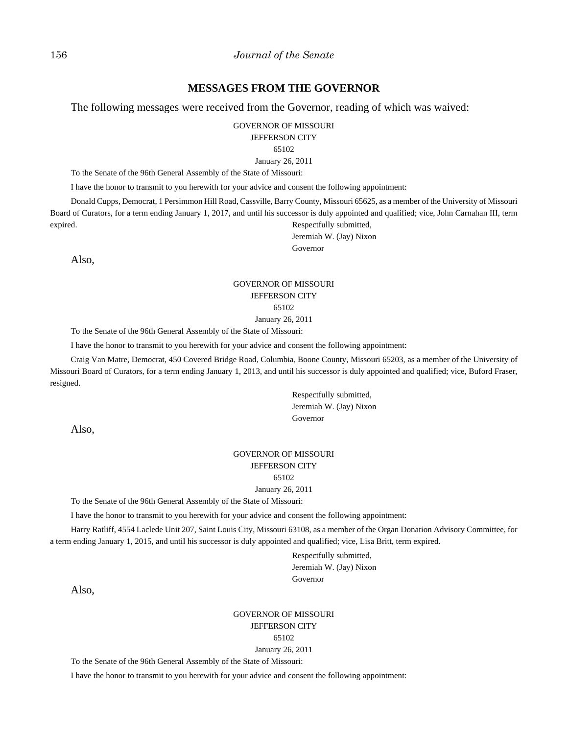## MESSAGES FROM THE GOVERNOR

The following messages were received from the Governor, reading of which was waived:

GOVERNOR OF MISSOURI
JEFFERSON CITY
65102
January 26, 2011

To the Senate of the 96th General Assembly of the State of Missouri:

I have the honor to transmit to you herewith for your advice and consent the following appointment:

Donald Cupps, Democrat, 1 Persimmon Hill Road, Cassville, Barry County, Missouri 65625, as a member of the University of Missouri Board of Curators, for a term ending January 1, 2017, and until his successor is duly appointed and qualified; vice, John Carnahan III, term expired.

Respectfully submitted,
Jeremiah W. (Jay) Nixon
Governor

Also,

GOVERNOR OF MISSOURI
JEFFERSON CITY
65102
January 26, 2011

To the Senate of the 96th General Assembly of the State of Missouri:

I have the honor to transmit to you herewith for your advice and consent the following appointment:

Craig Van Matre, Democrat, 450 Covered Bridge Road, Columbia, Boone County, Missouri 65203, as a member of the University of Missouri Board of Curators, for a term ending January 1, 2013, and until his successor is duly appointed and qualified; vice, Buford Fraser, resigned.

Respectfully submitted,
Jeremiah W. (Jay) Nixon
Governor

Also,

GOVERNOR OF MISSOURI
JEFFERSON CITY
65102
January 26, 2011

To the Senate of the 96th General Assembly of the State of Missouri:

I have the honor to transmit to you herewith for your advice and consent the following appointment:

Harry Ratliff, 4554 Laclede Unit 207, Saint Louis City, Missouri 63108, as a member of the Organ Donation Advisory Committee, for a term ending January 1, 2015, and until his successor is duly appointed and qualified; vice, Lisa Britt, term expired.

Respectfully submitted,
Jeremiah W. (Jay) Nixon
Governor

Also,

GOVERNOR OF MISSOURI
JEFFERSON CITY
65102
January 26, 2011

To the Senate of the 96th General Assembly of the State of Missouri:

I have the honor to transmit to you herewith for your advice and consent the following appointment: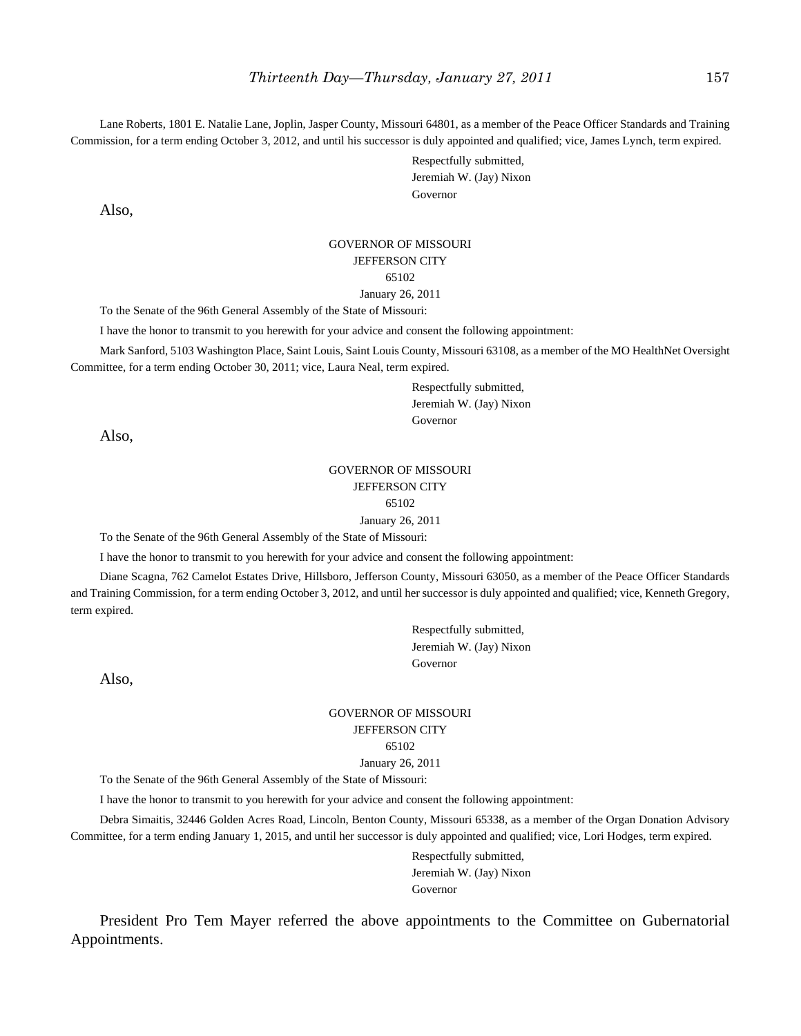Lane Roberts, 1801 E. Natalie Lane, Joplin, Jasper County, Missouri 64801, as a member of the Peace Officer Standards and Training Commission, for a term ending October 3, 2012, and until his successor is duly appointed and qualified; vice, James Lynch, term expired.

Respectfully submitted,
Jeremiah W. (Jay) Nixon
Governor

Also,

GOVERNOR OF MISSOURI
JEFFERSON CITY
65102
January 26, 2011

To the Senate of the 96th General Assembly of the State of Missouri:

I have the honor to transmit to you herewith for your advice and consent the following appointment:

Mark Sanford, 5103 Washington Place, Saint Louis, Saint Louis County, Missouri 63108, as a member of the MO HealthNet Oversight Committee, for a term ending October 30, 2011; vice, Laura Neal, term expired.

Respectfully submitted,
Jeremiah W. (Jay) Nixon
Governor

Also,

GOVERNOR OF MISSOURI
JEFFERSON CITY
65102
January 26, 2011

To the Senate of the 96th General Assembly of the State of Missouri:

I have the honor to transmit to you herewith for your advice and consent the following appointment:

Diane Scagna, 762 Camelot Estates Drive, Hillsboro, Jefferson County, Missouri 63050, as a member of the Peace Officer Standards and Training Commission, for a term ending October 3, 2012, and until her successor is duly appointed and qualified; vice, Kenneth Gregory, term expired.

Respectfully submitted,
Jeremiah W. (Jay) Nixon
Governor

Also,

GOVERNOR OF MISSOURI
JEFFERSON CITY
65102
January 26, 2011

To the Senate of the 96th General Assembly of the State of Missouri:

I have the honor to transmit to you herewith for your advice and consent the following appointment:

Debra Simaitis, 32446 Golden Acres Road, Lincoln, Benton County, Missouri 65338, as a member of the Organ Donation Advisory Committee, for a term ending January 1, 2015, and until her successor is duly appointed and qualified; vice, Lori Hodges, term expired.

Respectfully submitted,
Jeremiah W. (Jay) Nixon
Governor

President Pro Tem Mayer referred the above appointments to the Committee on Gubernatorial Appointments.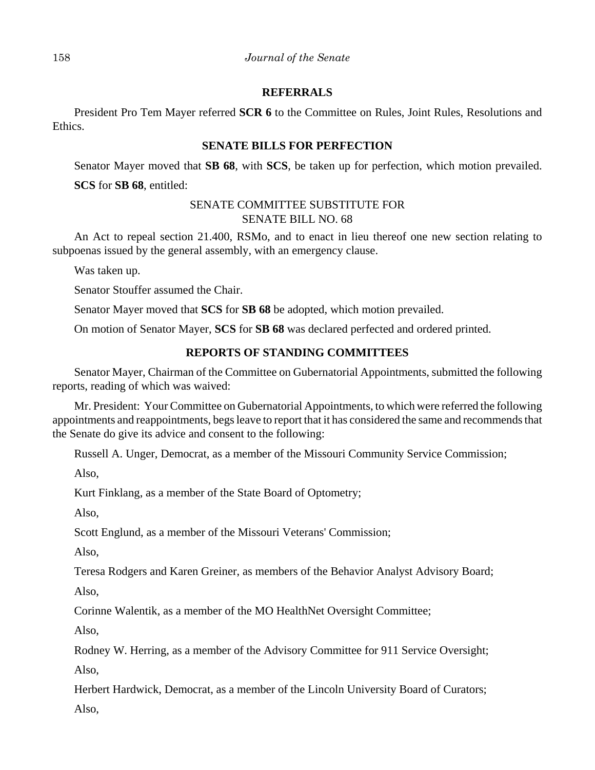## REFERRALS

President Pro Tem Mayer referred **SCR 6** to the Committee on Rules, Joint Rules, Resolutions and Ethics.

## SENATE BILLS FOR PERFECTION

Senator Mayer moved that **SB 68**, with **SCS**, be taken up for perfection, which motion prevailed.

**SCS** for **SB 68**, entitled:

SENATE COMMITTEE SUBSTITUTE FOR
SENATE BILL NO. 68

An Act to repeal section 21.400, RSMo, and to enact in lieu thereof one new section relating to subpoenas issued by the general assembly, with an emergency clause.

Was taken up.

Senator Stouffer assumed the Chair.

Senator Mayer moved that **SCS** for **SB 68** be adopted, which motion prevailed.

On motion of Senator Mayer, **SCS** for **SB 68** was declared perfected and ordered printed.

## REPORTS OF STANDING COMMITTEES

Senator Mayer, Chairman of the Committee on Gubernatorial Appointments, submitted the following reports, reading of which was waived:

Mr. President: Your Committee on Gubernatorial Appointments, to which were referred the following appointments and reappointments, begs leave to report that it has considered the same and recommends that the Senate do give its advice and consent to the following:

Russell A. Unger, Democrat, as a member of the Missouri Community Service Commission;

Also,

Kurt Finklang, as a member of the State Board of Optometry;

Also,

Scott Englund, as a member of the Missouri Veterans' Commission;

Also,

Teresa Rodgers and Karen Greiner, as members of the Behavior Analyst Advisory Board;

Also,

Corinne Walentik, as a member of the MO HealthNet Oversight Committee;

Also,

Rodney W. Herring, as a member of the Advisory Committee for 911 Service Oversight;

Also,

Herbert Hardwick, Democrat, as a member of the Lincoln University Board of Curators;

Also,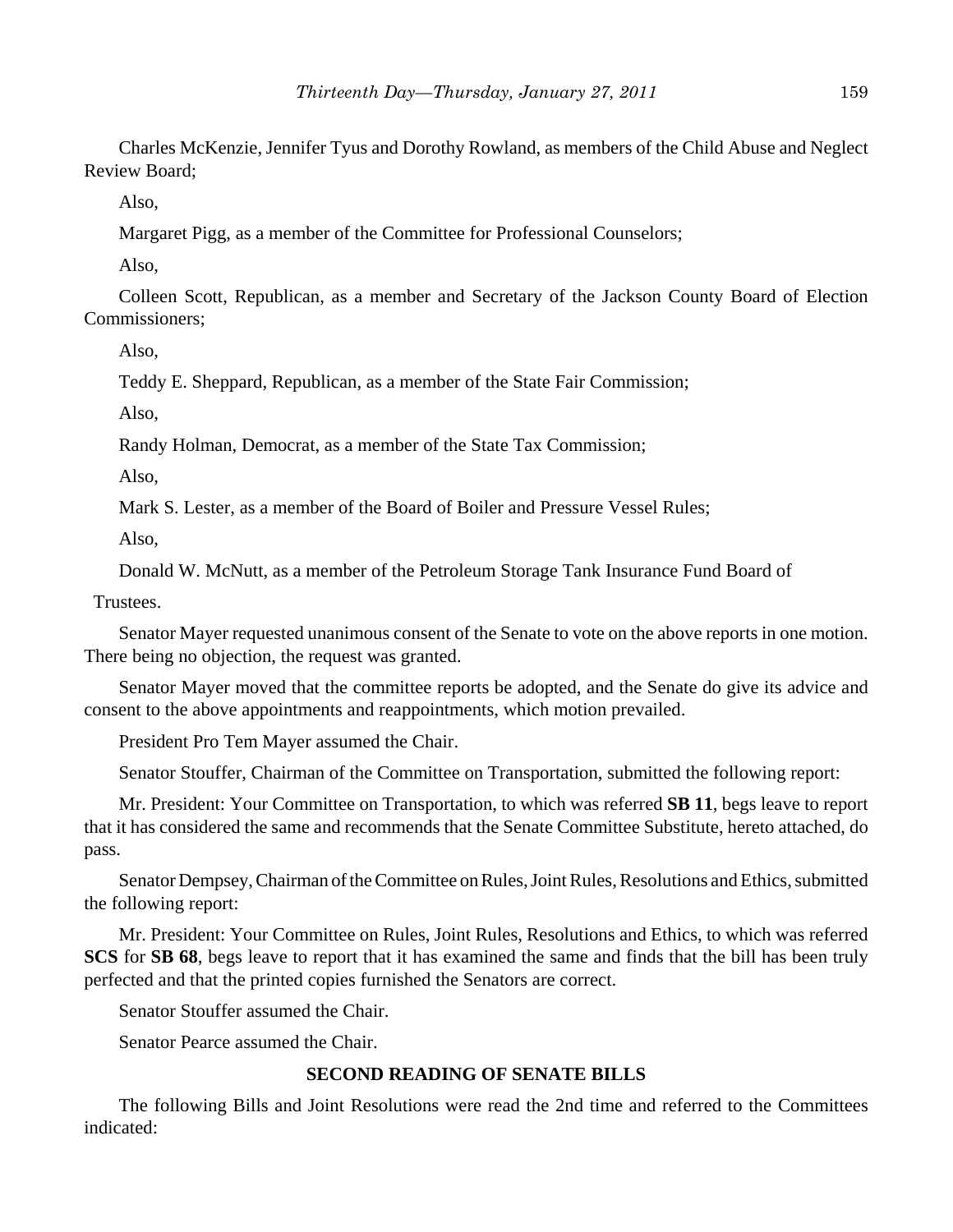Charles McKenzie, Jennifer Tyus and Dorothy Rowland, as members of the Child Abuse and Neglect Review Board;

Also,

Margaret Pigg, as a member of the Committee for Professional Counselors;

Also,

Colleen Scott, Republican, as a member and Secretary of the Jackson County Board of Election Commissioners;

Also,

Teddy E. Sheppard, Republican, as a member of the State Fair Commission;

Also,

Randy Holman, Democrat, as a member of the State Tax Commission;

Also,

Mark S. Lester, as a member of the Board of Boiler and Pressure Vessel Rules;

Also,

Donald W. McNutt, as a member of the Petroleum Storage Tank Insurance Fund Board of Trustees.

Senator Mayer requested unanimous consent of the Senate to vote on the above reports in one motion. There being no objection, the request was granted.

Senator Mayer moved that the committee reports be adopted, and the Senate do give its advice and consent to the above appointments and reappointments, which motion prevailed.

President Pro Tem Mayer assumed the Chair.

Senator Stouffer, Chairman of the Committee on Transportation, submitted the following report:

Mr. President: Your Committee on Transportation, to which was referred **SB 11**, begs leave to report that it has considered the same and recommends that the Senate Committee Substitute, hereto attached, do pass.

Senator Dempsey, Chairman of the Committee on Rules, Joint Rules, Resolutions and Ethics, submitted the following report:

Mr. President: Your Committee on Rules, Joint Rules, Resolutions and Ethics, to which was referred **SCS** for **SB 68**, begs leave to report that it has examined the same and finds that the bill has been truly perfected and that the printed copies furnished the Senators are correct.

Senator Stouffer assumed the Chair.

Senator Pearce assumed the Chair.

## SECOND READING OF SENATE BILLS

The following Bills and Joint Resolutions were read the 2nd time and referred to the Committees indicated: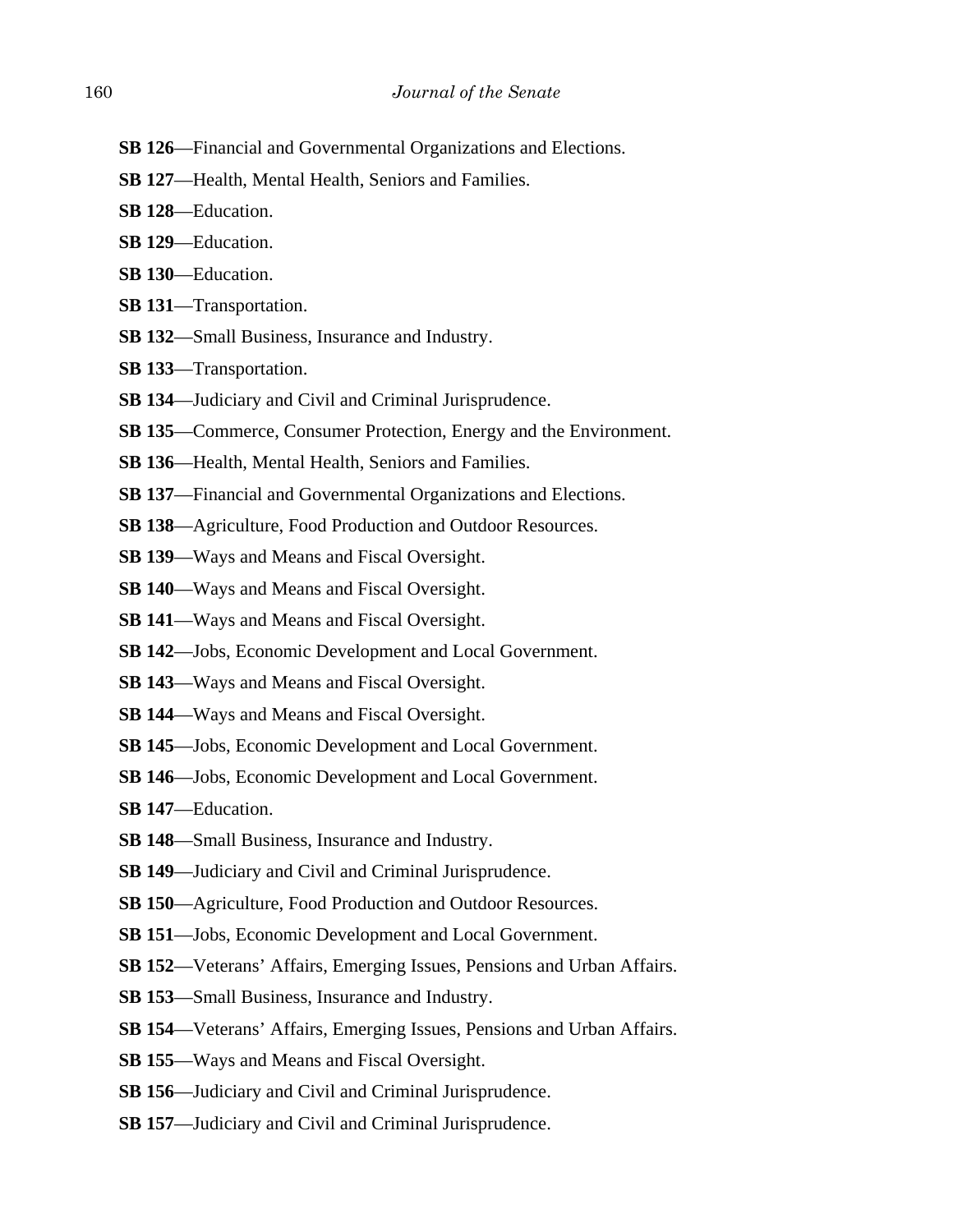**SB 126**—Financial and Governmental Organizations and Elections.

**SB 127**—Health, Mental Health, Seniors and Families.

**SB 128**—Education.

**SB 129**—Education.

**SB 130**—Education.

**SB 131**—Transportation.

**SB 132**—Small Business, Insurance and Industry.

**SB 133**—Transportation.

**SB 134**—Judiciary and Civil and Criminal Jurisprudence.

**SB 135**—Commerce, Consumer Protection, Energy and the Environment.

**SB 136**—Health, Mental Health, Seniors and Families.

**SB 137**—Financial and Governmental Organizations and Elections.

**SB 138**—Agriculture, Food Production and Outdoor Resources.

**SB 139**—Ways and Means and Fiscal Oversight.

**SB 140**—Ways and Means and Fiscal Oversight.

**SB 141**—Ways and Means and Fiscal Oversight.

**SB 142**—Jobs, Economic Development and Local Government.

**SB 143**—Ways and Means and Fiscal Oversight.

**SB 144**—Ways and Means and Fiscal Oversight.

**SB 145**—Jobs, Economic Development and Local Government.

**SB 146**—Jobs, Economic Development and Local Government.

**SB 147**—Education.

**SB 148**—Small Business, Insurance and Industry.

**SB 149**—Judiciary and Civil and Criminal Jurisprudence.

**SB 150**—Agriculture, Food Production and Outdoor Resources.

**SB 151**—Jobs, Economic Development and Local Government.

**SB 152**—Veterans' Affairs, Emerging Issues, Pensions and Urban Affairs.

**SB 153**—Small Business, Insurance and Industry.

**SB 154**—Veterans' Affairs, Emerging Issues, Pensions and Urban Affairs.

**SB 155**—Ways and Means and Fiscal Oversight.

**SB 156**—Judiciary and Civil and Criminal Jurisprudence.

**SB 157**—Judiciary and Civil and Criminal Jurisprudence.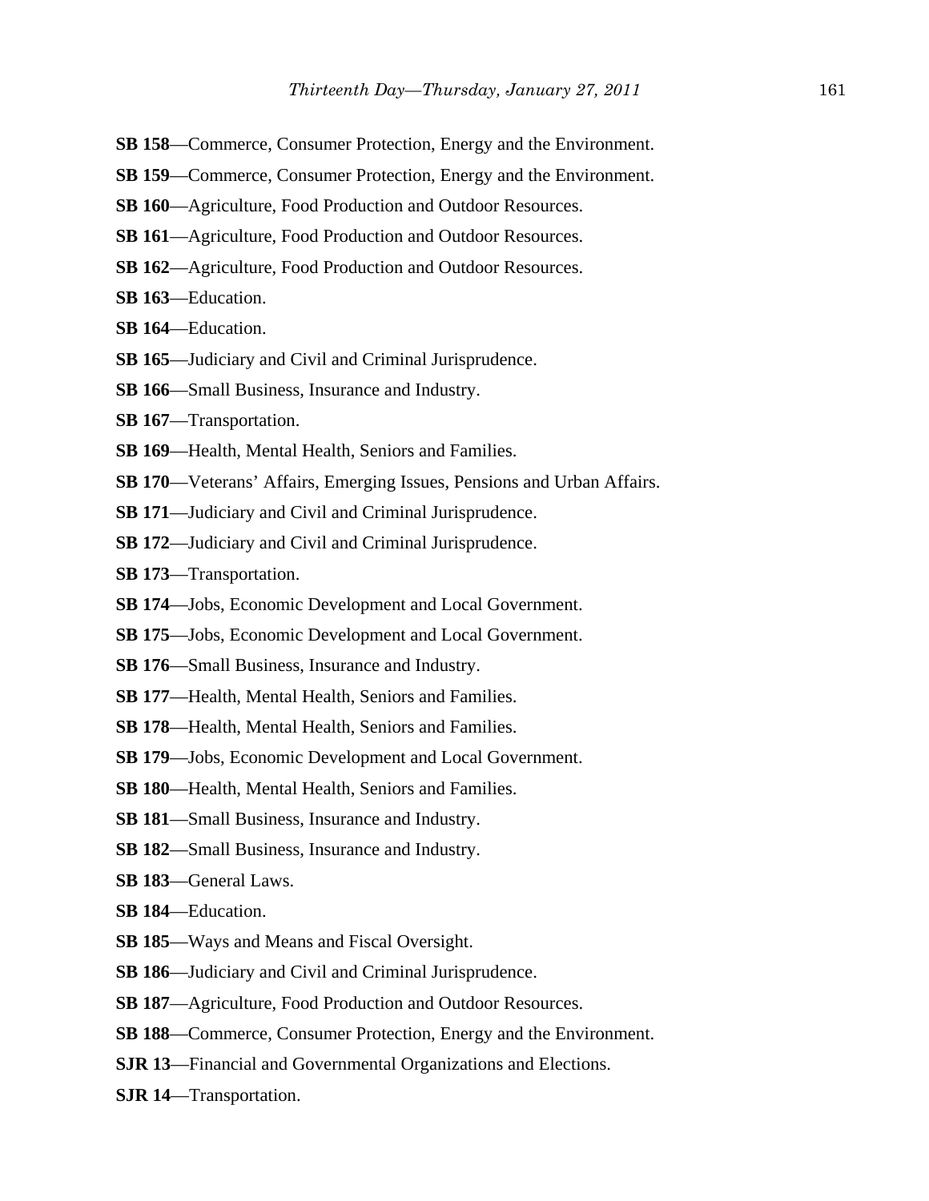**SB 158**—Commerce, Consumer Protection, Energy and the Environment.

**SB 159**—Commerce, Consumer Protection, Energy and the Environment.

**SB 160**—Agriculture, Food Production and Outdoor Resources.

**SB 161**—Agriculture, Food Production and Outdoor Resources.

**SB 162**—Agriculture, Food Production and Outdoor Resources.

**SB 163**—Education.

**SB 164**—Education.

**SB 165**—Judiciary and Civil and Criminal Jurisprudence.

**SB 166**—Small Business, Insurance and Industry.

**SB 167**—Transportation.

**SB 169**—Health, Mental Health, Seniors and Families.

**SB 170**—Veterans' Affairs, Emerging Issues, Pensions and Urban Affairs.

**SB 171**—Judiciary and Civil and Criminal Jurisprudence.

**SB 172**—Judiciary and Civil and Criminal Jurisprudence.

**SB 173**—Transportation.

**SB 174**—Jobs, Economic Development and Local Government.

**SB 175**—Jobs, Economic Development and Local Government.

**SB 176**—Small Business, Insurance and Industry.

**SB 177**—Health, Mental Health, Seniors and Families.

**SB 178**—Health, Mental Health, Seniors and Families.

**SB 179**—Jobs, Economic Development and Local Government.

**SB 180**—Health, Mental Health, Seniors and Families.

**SB 181**—Small Business, Insurance and Industry.

**SB 182**—Small Business, Insurance and Industry.

**SB 183**—General Laws.

**SB 184**—Education.

**SB 185**—Ways and Means and Fiscal Oversight.

**SB 186**—Judiciary and Civil and Criminal Jurisprudence.

**SB 187**—Agriculture, Food Production and Outdoor Resources.

**SB 188**—Commerce, Consumer Protection, Energy and the Environment.

**SJR 13**—Financial and Governmental Organizations and Elections.

**SJR 14**—Transportation.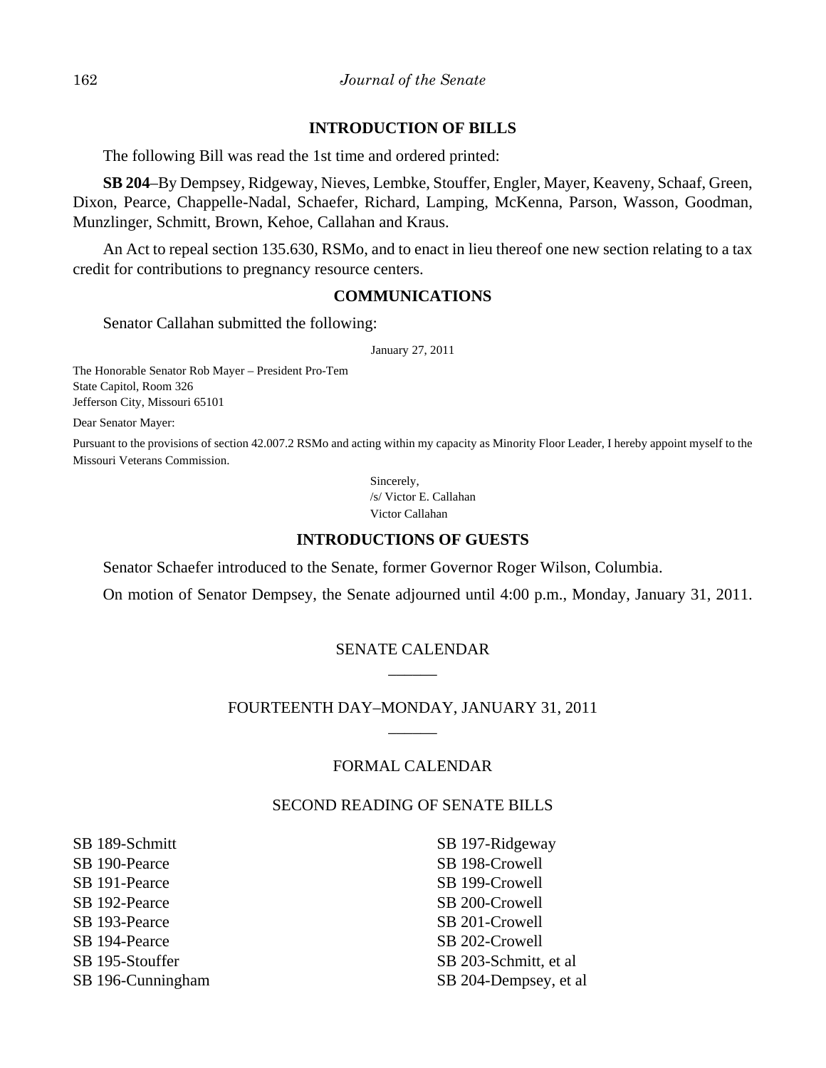## INTRODUCTION OF BILLS

The following Bill was read the 1st time and ordered printed:

**SB 204**–By Dempsey, Ridgeway, Nieves, Lembke, Stouffer, Engler, Mayer, Keaveny, Schaaf, Green, Dixon, Pearce, Chappelle-Nadal, Schaefer, Richard, Lamping, McKenna, Parson, Wasson, Goodman, Munzlinger, Schmitt, Brown, Kehoe, Callahan and Kraus.

An Act to repeal section 135.630, RSMo, and to enact in lieu thereof one new section relating to a tax credit for contributions to pregnancy resource centers.

## COMMUNICATIONS

Senator Callahan submitted the following:

January 27, 2011

The Honorable Senator Rob Mayer – President Pro-Tem
State Capitol, Room 326
Jefferson City, Missouri 65101

Dear Senator Mayer:

Pursuant to the provisions of section 42.007.2 RSMo and acting within my capacity as Minority Floor Leader, I hereby appoint myself to the Missouri Veterans Commission.

Sincerely,
/s/ Victor E. Callahan
Victor Callahan

## INTRODUCTIONS OF GUESTS

Senator Schaefer introduced to the Senate, former Governor Roger Wilson, Columbia.

On motion of Senator Dempsey, the Senate adjourned until 4:00 p.m., Monday, January 31, 2011.

## SENATE CALENDAR

______

## FOURTEENTH DAY–MONDAY, JANUARY 31, 2011

______

## FORMAL CALENDAR

### SECOND READING OF SENATE BILLS

SB 189-Schmitt
SB 190-Pearce
SB 191-Pearce
SB 192-Pearce
SB 193-Pearce
SB 194-Pearce
SB 195-Stouffer
SB 196-Cunningham
SB 197-Ridgeway
SB 198-Crowell
SB 199-Crowell
SB 200-Crowell
SB 201-Crowell
SB 202-Crowell
SB 203-Schmitt, et al
SB 204-Dempsey, et al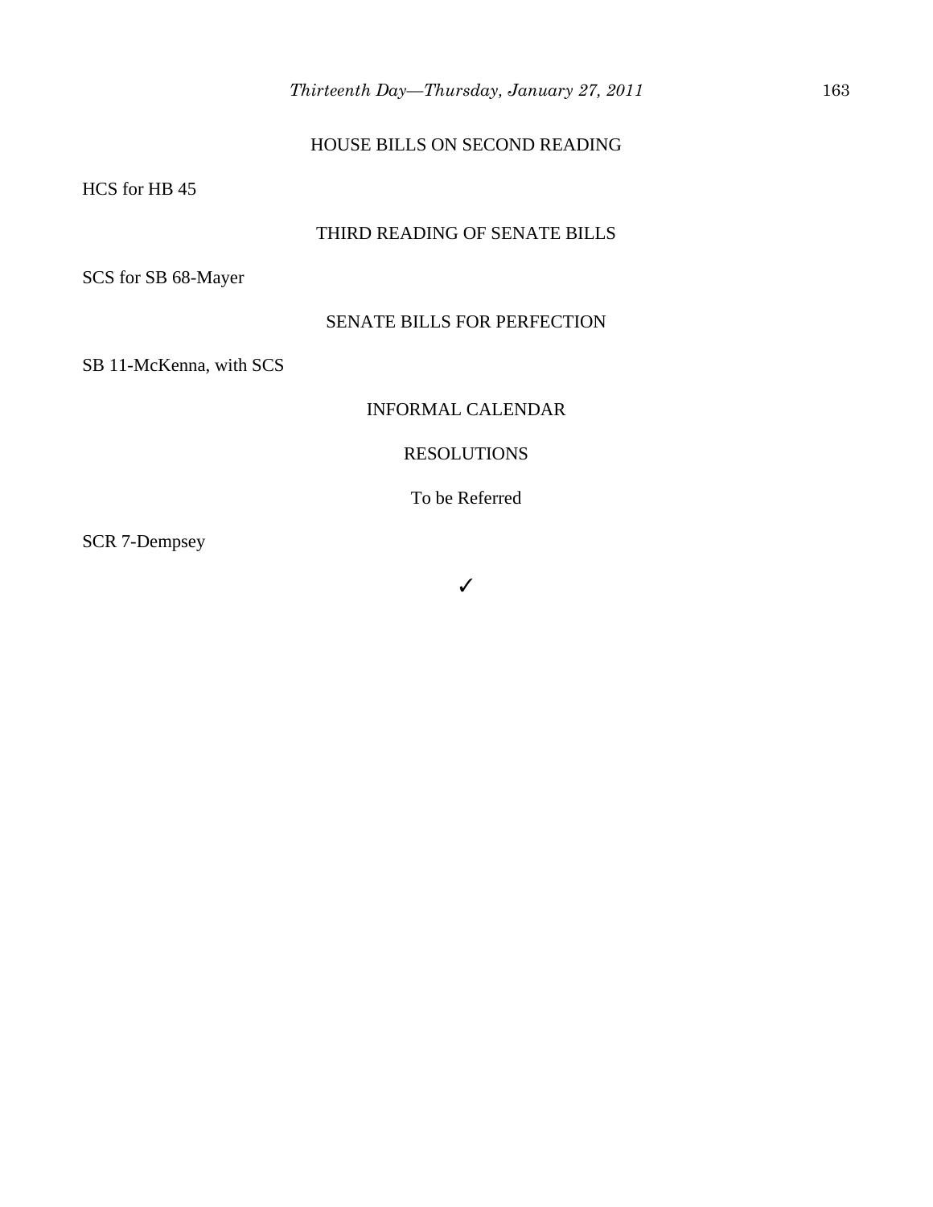## HOUSE BILLS ON SECOND READING

HCS for HB 45

## THIRD READING OF SENATE BILLS

SCS for SB 68-Mayer

## SENATE BILLS FOR PERFECTION

SB 11-McKenna, with SCS

## INFORMAL CALENDAR

## RESOLUTIONS

### To be Referred

SCR 7-Dempsey

✓